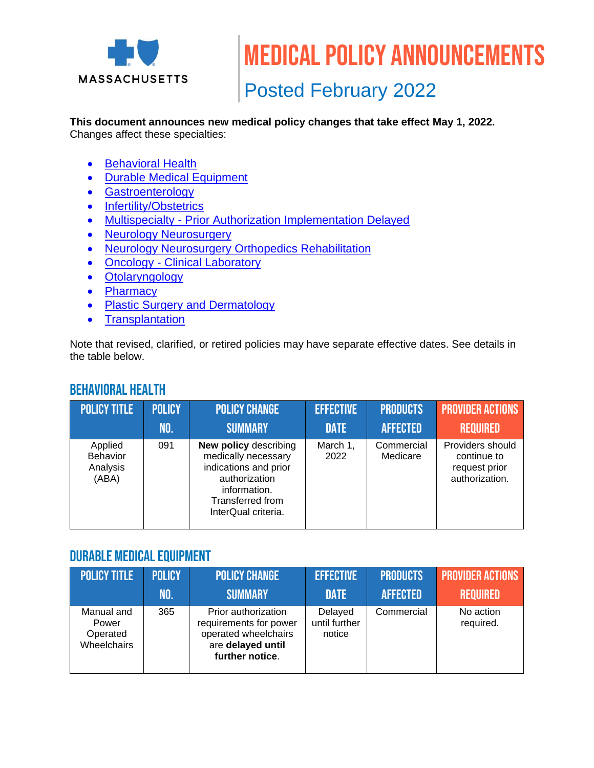MASSACHUSETTS

# MEDICAL POLICY ANNOUNCEMENTS

## Posted February 2022

**This document announces new medical policy changes that take effect May 1, 2022.**
Changes affect these specialties:

- Behavioral Health
- Durable Medical Equipment
- Gastroenterology
- Infertility/Obstetrics
- Multispecialty - Prior Authorization Implementation Delayed
- Neurology Neurosurgery
- Neurology Neurosurgery Orthopedics Rehabilitation
- Oncology - Clinical Laboratory
- Otolaryngology
- Pharmacy
- Plastic Surgery and Dermatology
- Transplantation

Note that revised, clarified, or retired policies may have separate effective dates. See details in the table below.

## BEHAVIORAL HEALTH

| POLICY TITLE | POLICY NO. | POLICY CHANGE SUMMARY | EFFECTIVE DATE | PRODUCTS AFFECTED | PROVIDER ACTIONS REQUIRED |
|---|---|---|---|---|---|
| Applied Behavior Analysis (ABA) | 091 | **New policy** describing medically necessary indications and prior authorization information. Transferred from InterQual criteria. | March 1, 2022 | Commercial Medicare | Providers should continue to request prior authorization. |

## DURABLE MEDICAL EQUIPMENT

| POLICY TITLE | POLICY NO. | POLICY CHANGE SUMMARY | EFFECTIVE DATE | PRODUCTS AFFECTED | PROVIDER ACTIONS REQUIRED |
|---|---|---|---|---|---|
| Manual and Power Operated Wheelchairs | 365 | Prior authorization requirements for power operated wheelchairs are **delayed until further notice**. | Delayed until further notice | Commercial | No action required. |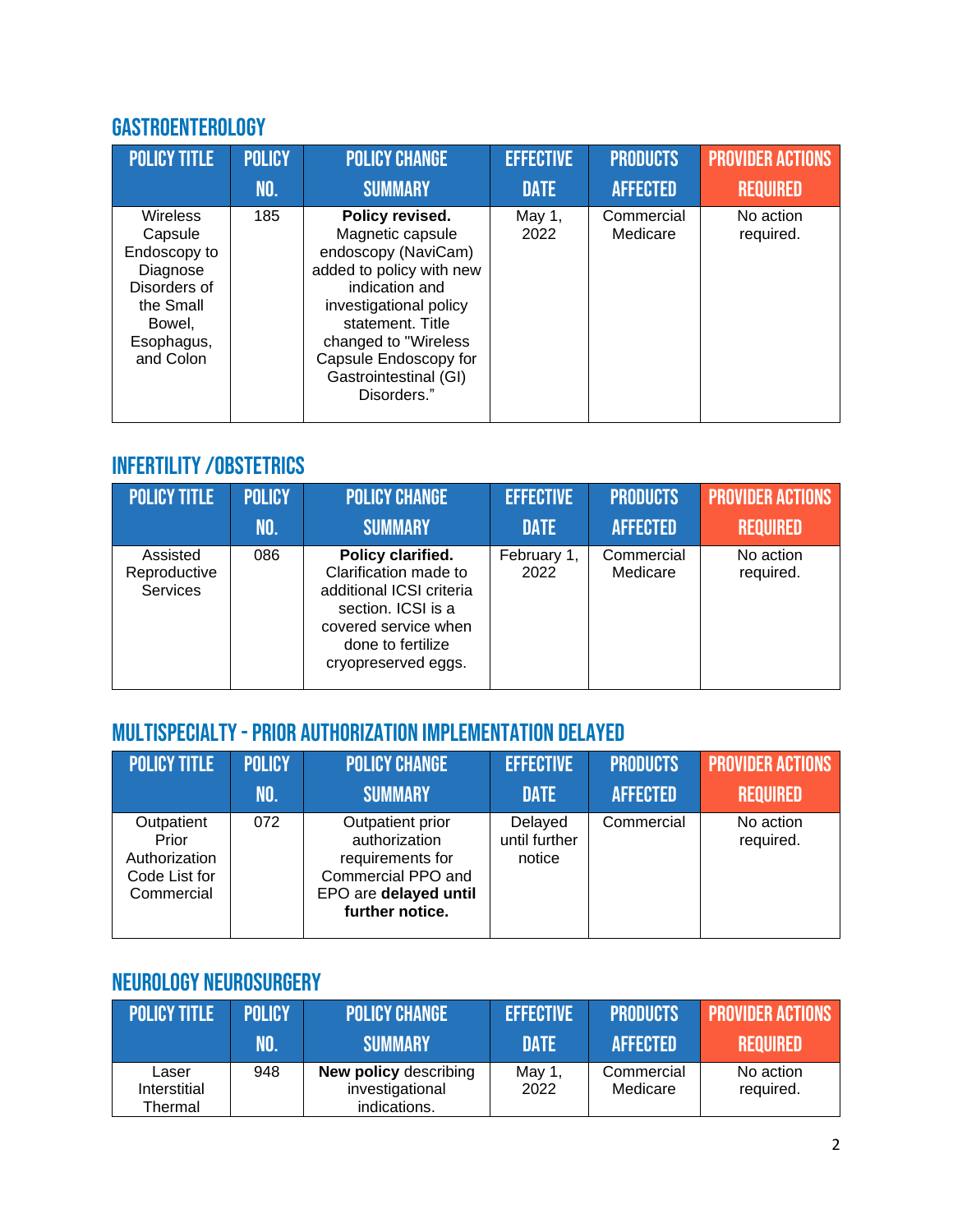## GASTROENTEROLOGY

| POLICY TITLE | POLICY NO. | POLICY CHANGE SUMMARY | EFFECTIVE DATE | PRODUCTS AFFECTED | PROVIDER ACTIONS REQUIRED |
|---|---|---|---|---|---|
| Wireless Capsule Endoscopy to Diagnose Disorders of the Small Bowel, Esophagus, and Colon | 185 | **Policy revised.** Magnetic capsule endoscopy (NaviCam) added to policy with new indication and investigational policy statement. Title changed to "Wireless Capsule Endoscopy for Gastrointestinal (GI) Disorders." | May 1, 2022 | Commercial Medicare | No action required. |

## INFERTILITY /OBSTETRICS

| POLICY TITLE | POLICY NO. | POLICY CHANGE SUMMARY | EFFECTIVE DATE | PRODUCTS AFFECTED | PROVIDER ACTIONS REQUIRED |
|---|---|---|---|---|---|
| Assisted Reproductive Services | 086 | **Policy clarified.** Clarification made to additional ICSI criteria section. ICSI is a covered service when done to fertilize cryopreserved eggs. | February 1, 2022 | Commercial Medicare | No action required. |

## MULTISPECIALTY - PRIOR AUTHORIZATION IMPLEMENTATION DELAYED

| POLICY TITLE | POLICY NO. | POLICY CHANGE SUMMARY | EFFECTIVE DATE | PRODUCTS AFFECTED | PROVIDER ACTIONS REQUIRED |
|---|---|---|---|---|---|
| Outpatient Prior Authorization Code List for Commercial | 072 | Outpatient prior authorization requirements for Commercial PPO and EPO are **delayed until further notice.** | Delayed until further notice | Commercial | No action required. |

## NEUROLOGY NEUROSURGERY

| POLICY TITLE | POLICY NO. | POLICY CHANGE SUMMARY | EFFECTIVE DATE | PRODUCTS AFFECTED | PROVIDER ACTIONS REQUIRED |
|---|---|---|---|---|---|
| Laser Interstitial Thermal | 948 | **New policy** describing investigational indications. | May 1, 2022 | Commercial Medicare | No action required. |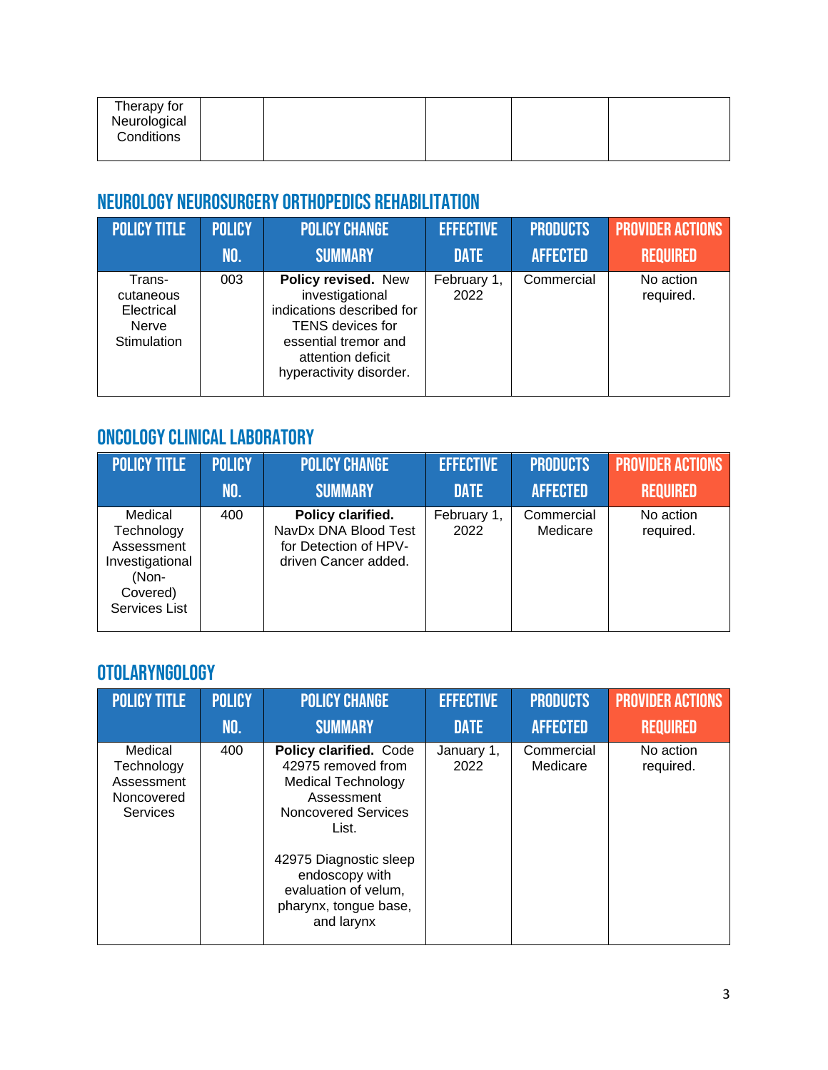| | | | | | |
|---|---|---|---|---|---|
| Therapy for Neurological Conditions | | | | | |

## NEUROLOGY NEUROSURGERY ORTHOPEDICS REHABILITATION

| POLICY TITLE | POLICY NO. | POLICY CHANGE SUMMARY | EFFECTIVE DATE | PRODUCTS AFFECTED | PROVIDER ACTIONS REQUIRED |
|---|---|---|---|---|---|
| Trans-cutaneous Electrical Nerve Stimulation | 003 | **Policy revised.** New investigational indications described for TENS devices for essential tremor and attention deficit hyperactivity disorder. | February 1, 2022 | Commercial | No action required. |

## ONCOLOGY CLINICAL LABORATORY

| POLICY TITLE | POLICY NO. | POLICY CHANGE SUMMARY | EFFECTIVE DATE | PRODUCTS AFFECTED | PROVIDER ACTIONS REQUIRED |
|---|---|---|---|---|---|
| Medical Technology Assessment Investigational (Non-Covered) Services List | 400 | **Policy clarified.** NavDx DNA Blood Test for Detection of HPV-driven Cancer added. | February 1, 2022 | Commercial Medicare | No action required. |

## OTOLARYNGOLOGY

| POLICY TITLE | POLICY NO. | POLICY CHANGE SUMMARY | EFFECTIVE DATE | PRODUCTS AFFECTED | PROVIDER ACTIONS REQUIRED |
|---|---|---|---|---|---|
| Medical Technology Assessment Noncovered Services | 400 | **Policy clarified.** Code 42975 removed from Medical Technology Assessment Noncovered Services List.<br><br>42975 Diagnostic sleep endoscopy with evaluation of velum, pharynx, tongue base, and larynx | January 1, 2022 | Commercial Medicare | No action required. |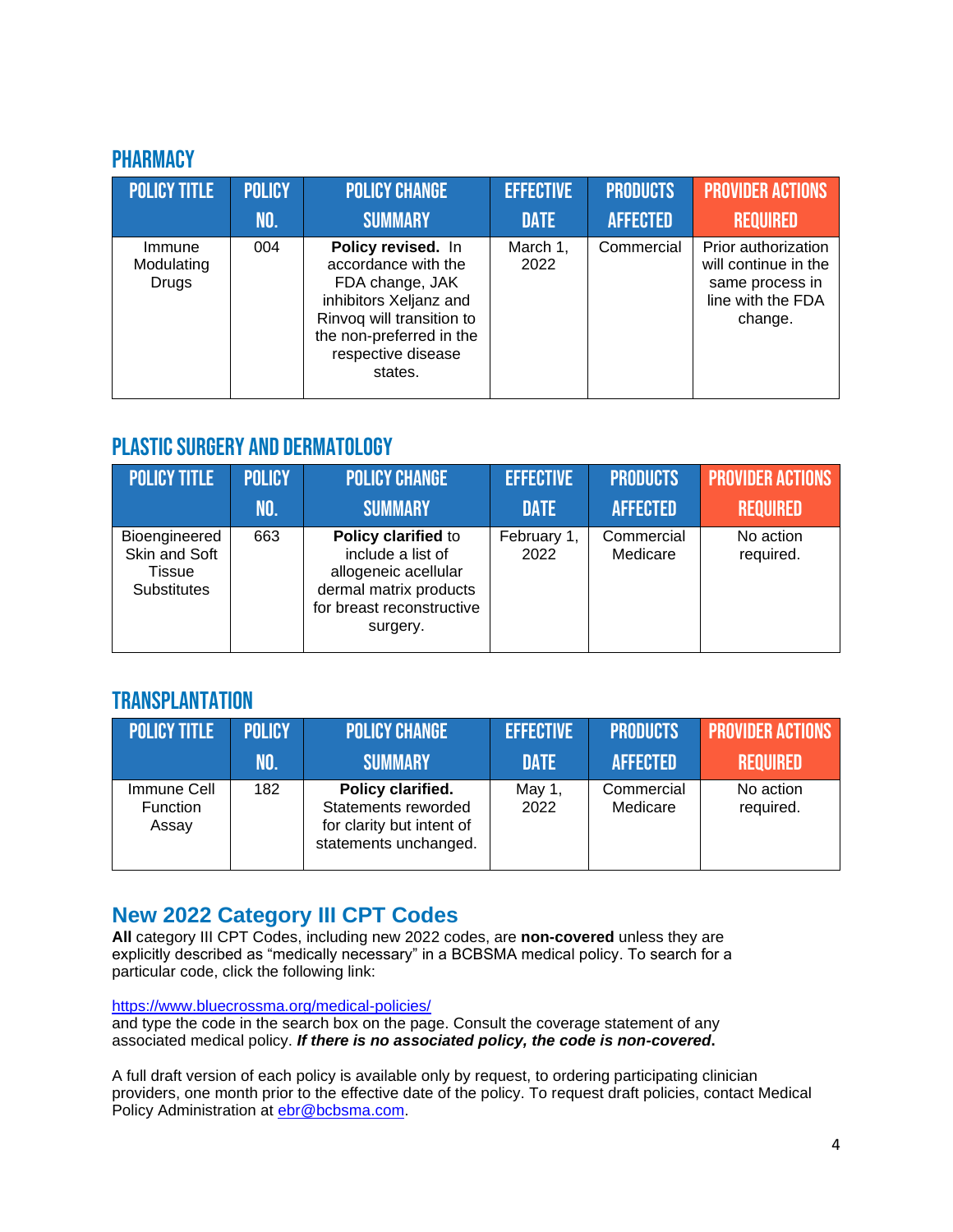## PHARMACY

| POLICY TITLE | POLICY NO. | POLICY CHANGE SUMMARY | EFFECTIVE DATE | PRODUCTS AFFECTED | PROVIDER ACTIONS REQUIRED |
| --- | --- | --- | --- | --- | --- |
| Immune Modulating Drugs | 004 | **Policy revised.** In accordance with the FDA change, JAK inhibitors Xeljanz and Rinvoq will transition to the non-preferred in the respective disease states. | March 1, 2022 | Commercial | Prior authorization will continue in the same process in line with the FDA change. |

## PLASTIC SURGERY AND DERMATOLOGY

| POLICY TITLE | POLICY NO. | POLICY CHANGE SUMMARY | EFFECTIVE DATE | PRODUCTS AFFECTED | PROVIDER ACTIONS REQUIRED |
| --- | --- | --- | --- | --- | --- |
| Bioengineered Skin and Soft Tissue Substitutes | 663 | **Policy clarified** to include a list of allogeneic acellular dermal matrix products for breast reconstructive surgery. | February 1, 2022 | Commercial Medicare | No action required. |

## TRANSPLANTATION

| POLICY TITLE | POLICY NO. | POLICY CHANGE SUMMARY | EFFECTIVE DATE | PRODUCTS AFFECTED | PROVIDER ACTIONS REQUIRED |
| --- | --- | --- | --- | --- | --- |
| Immune Cell Function Assay | 182 | **Policy clarified.** Statements reworded for clarity but intent of statements unchanged. | May 1, 2022 | Commercial Medicare | No action required. |

## New 2022 Category III CPT Codes

**All** category III CPT Codes, including new 2022 codes, are **non-covered** unless they are explicitly described as "medically necessary" in a BCBSMA medical policy. To search for a particular code, click the following link:

https://www.bluecrossma.org/medical-policies/
and type the code in the search box on the page. Consult the coverage statement of any associated medical policy. ***If there is no associated policy, the code is non-covered*.**

A full draft version of each policy is available only by request, to ordering participating clinician providers, one month prior to the effective date of the policy. To request draft policies, contact Medical Policy Administration at ebr@bcbsma.com.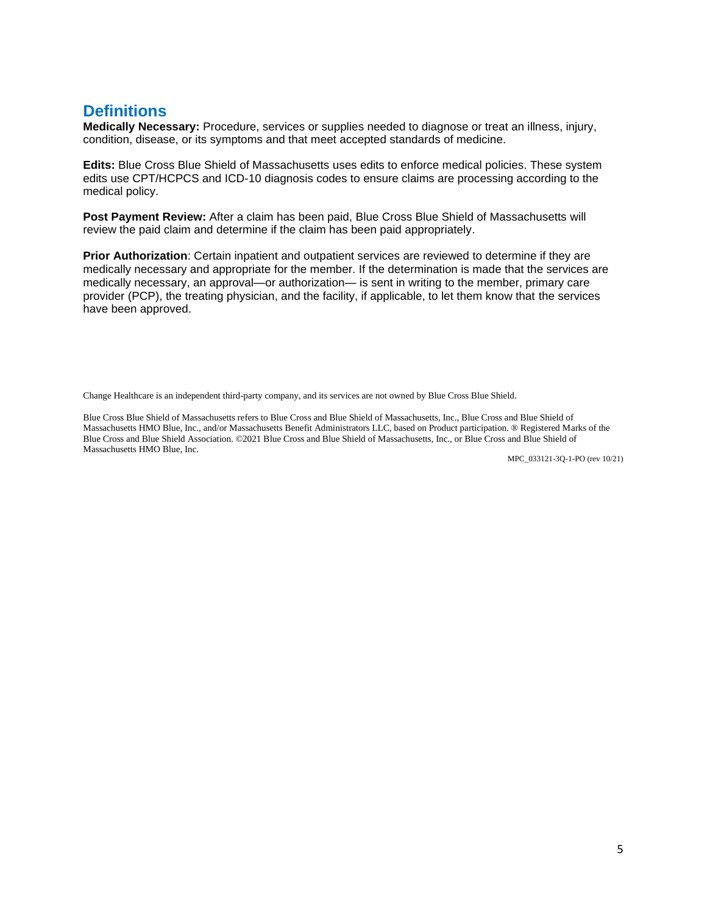## Definitions

**Medically Necessary:** Procedure, services or supplies needed to diagnose or treat an illness, injury, condition, disease, or its symptoms and that meet accepted standards of medicine.

**Edits:** Blue Cross Blue Shield of Massachusetts uses edits to enforce medical policies. These system edits use CPT/HCPCS and ICD-10 diagnosis codes to ensure claims are processing according to the medical policy.

**Post Payment Review:** After a claim has been paid, Blue Cross Blue Shield of Massachusetts will review the paid claim and determine if the claim has been paid appropriately.

**Prior Authorization**: Certain inpatient and outpatient services are reviewed to determine if they are medically necessary and appropriate for the member. If the determination is made that the services are medically necessary, an approval—or authorization— is sent in writing to the member, primary care provider (PCP), the treating physician, and the facility, if applicable, to let them know that the services have been approved.

Change Healthcare is an independent third-party company, and its services are not owned by Blue Cross Blue Shield.

Blue Cross Blue Shield of Massachusetts refers to Blue Cross and Blue Shield of Massachusetts, Inc., Blue Cross and Blue Shield of Massachusetts HMO Blue, Inc., and/or Massachusetts Benefit Administrators LLC, based on Product participation. ® Registered Marks of the Blue Cross and Blue Shield Association. ©2021 Blue Cross and Blue Shield of Massachusetts, Inc., or Blue Cross and Blue Shield of Massachusetts HMO Blue, Inc.

MPC_033121-3Q-1-PO (rev 10/21)